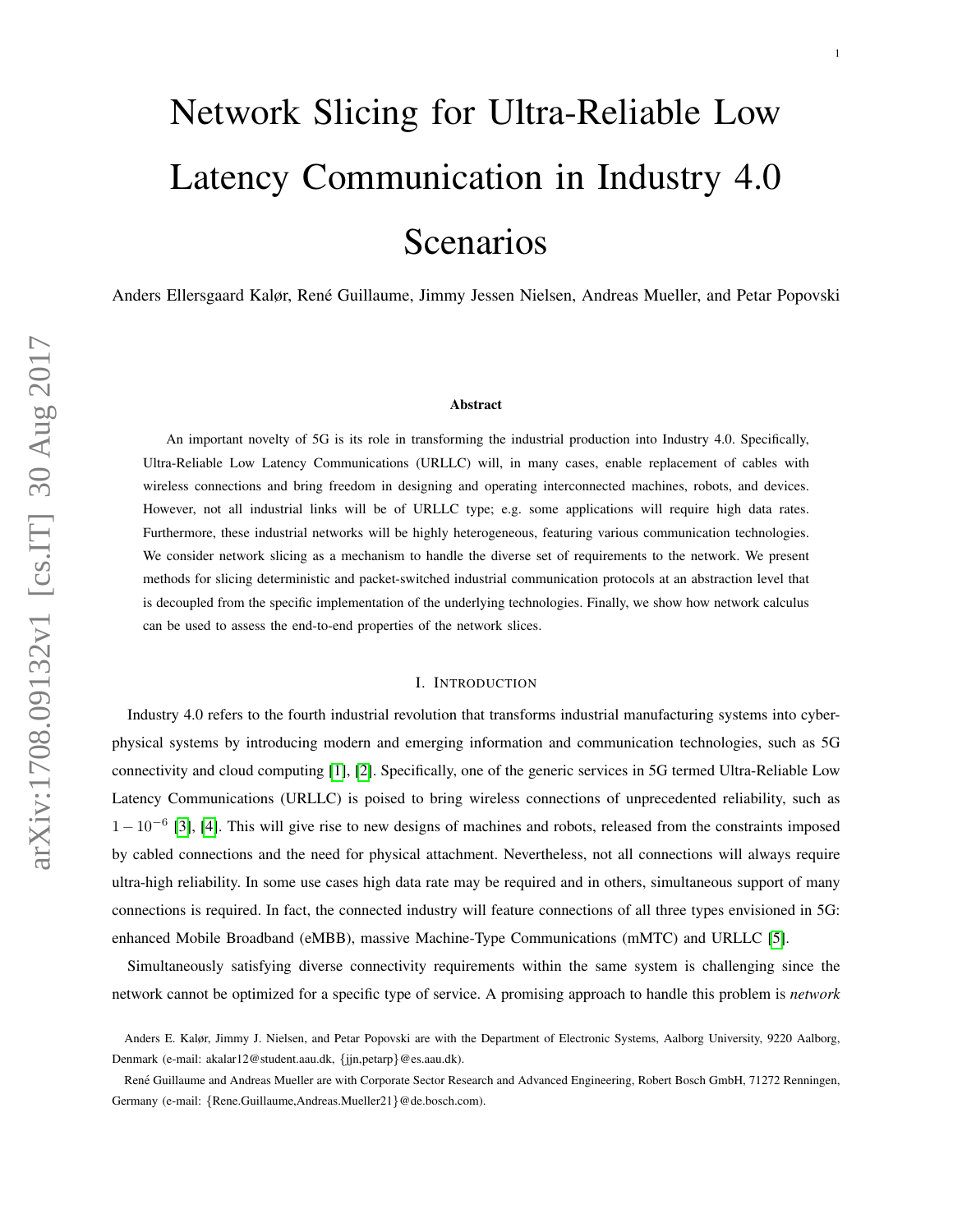# Network Slicing for Ultra-Reliable Low Latency Communication in Industry 4.0 Scenarios

Anders Ellersgaard Kalør, René Guillaume, Jimmy Jessen Nielsen, Andreas Mueller, and Petar Popovski

### Abstract

An important novelty of 5G is its role in transforming the industrial production into Industry 4.0. Specifically, Ultra-Reliable Low Latency Communications (URLLC) will, in many cases, enable replacement of cables with wireless connections and bring freedom in designing and operating interconnected machines, robots, and devices. However, not all industrial links will be of URLLC type; e.g. some applications will require high data rates. Furthermore, these industrial networks will be highly heterogeneous, featuring various communication technologies. We consider network slicing as a mechanism to handle the diverse set of requirements to the network. We present methods for slicing deterministic and packet-switched industrial communication protocols at an abstraction level that is decoupled from the specific implementation of the underlying technologies. Finally, we show how network calculus can be used to assess the end-to-end properties of the network slices.

## I. Introduction

Industry 4.0 refers to the fourth industrial revolution that transforms industrial manufacturing systems into cyber-physical systems by introducing modern and emerging information and communication technologies, such as 5G connectivity and cloud computing [1], [2]. Specifically, one of the generic services in 5G termed Ultra-Reliable Low Latency Communications (URLLC) is poised to bring wireless connections of unprecedented reliability, such as $1-10^{-6}$ [3], [4]. This will give rise to new designs of machines and robots, released from the constraints imposed by cabled connections and the need for physical attachment. Nevertheless, not all connections will always require ultra-high reliability. In some use cases high data rate may be required and in others, simultaneous support of many connections is required. In fact, the connected industry will feature connections of all three types envisioned in 5G: enhanced Mobile Broadband (eMBB), massive Machine-Type Communications (mMTC) and URLLC [5].

Simultaneously satisfying diverse connectivity requirements within the same system is challenging since the network cannot be optimized for a specific type of service. A promising approach to handle this problem is *network*

Anders E. Kalør, Jimmy J. Nielsen, and Petar Popovski are with the Department of Electronic Systems, Aalborg University, 9220 Aalborg, Denmark (e-mail: akalar12@student.aau.dk, {jjn,petarp}@es.aau.dk).

René Guillaume and Andreas Mueller are with Corporate Sector Research and Advanced Engineering, Robert Bosch GmbH, 71272 Renningen, Germany (e-mail: {Rene.Guillaume,Andreas.Mueller21}@de.bosch.com).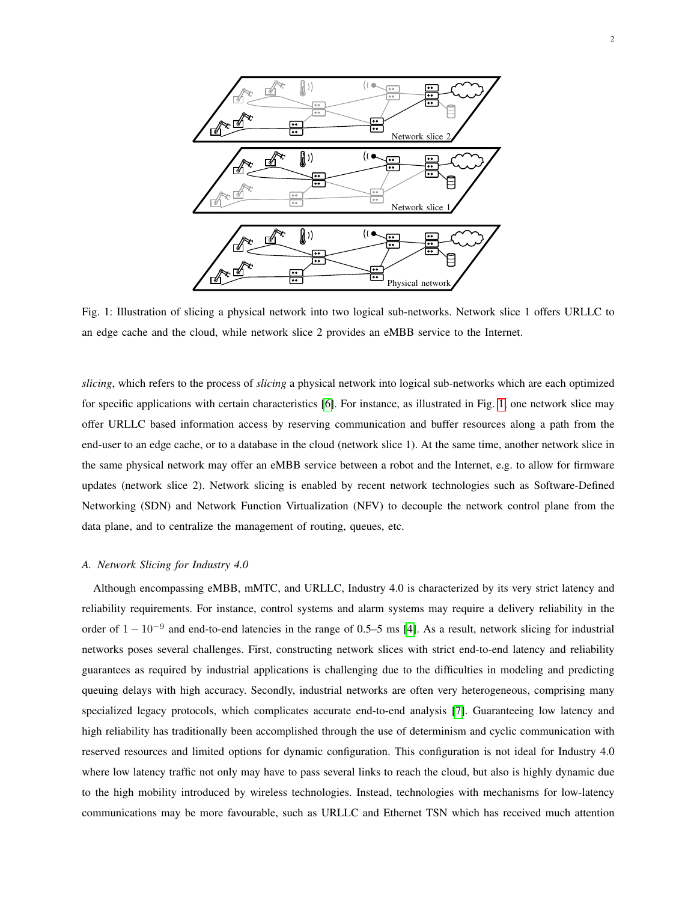Fig. 1: Illustration of slicing a physical network into two logical sub-networks. Network slice 1 offers URLLC to an edge cache and the cloud, while network slice 2 provides an eMBB service to the Internet.

*slicing*, which refers to the process of *slicing* a physical network into logical sub-networks which are each optimized for specific applications with certain characteristics [6]. For instance, as illustrated in Fig. 1, one network slice may offer URLLC based information access by reserving communication and buffer resources along a path from the end-user to an edge cache, or to a database in the cloud (network slice 1). At the same time, another network slice in the same physical network may offer an eMBB service between a robot and the Internet, e.g. to allow for firmware updates (network slice 2). Network slicing is enabled by recent network technologies such as Software-Defined Networking (SDN) and Network Function Virtualization (NFV) to decouple the network control plane from the data plane, and to centralize the management of routing, queues, etc.

### A. Network Slicing for Industry 4.0

Although encompassing eMBB, mMTC, and URLLC, Industry 4.0 is characterized by its very strict latency and reliability requirements. For instance, control systems and alarm systems may require a delivery reliability in the order of $1 - 10^{-9}$ and end-to-end latencies in the range of 0.5–5 ms [4]. As a result, network slicing for industrial networks poses several challenges. First, constructing network slices with strict end-to-end latency and reliability guarantees as required by industrial applications is challenging due to the difficulties in modeling and predicting queuing delays with high accuracy. Secondly, industrial networks are often very heterogeneous, comprising many specialized legacy protocols, which complicates accurate end-to-end analysis [7]. Guaranteeing low latency and high reliability has traditionally been accomplished through the use of determinism and cyclic communication with reserved resources and limited options for dynamic configuration. This configuration is not ideal for Industry 4.0 where low latency traffic not only may have to pass several links to reach the cloud, but also is highly dynamic due to the high mobility introduced by wireless technologies. Instead, technologies with mechanisms for low-latency communications may be more favourable, such as URLLC and Ethernet TSN which has received much attention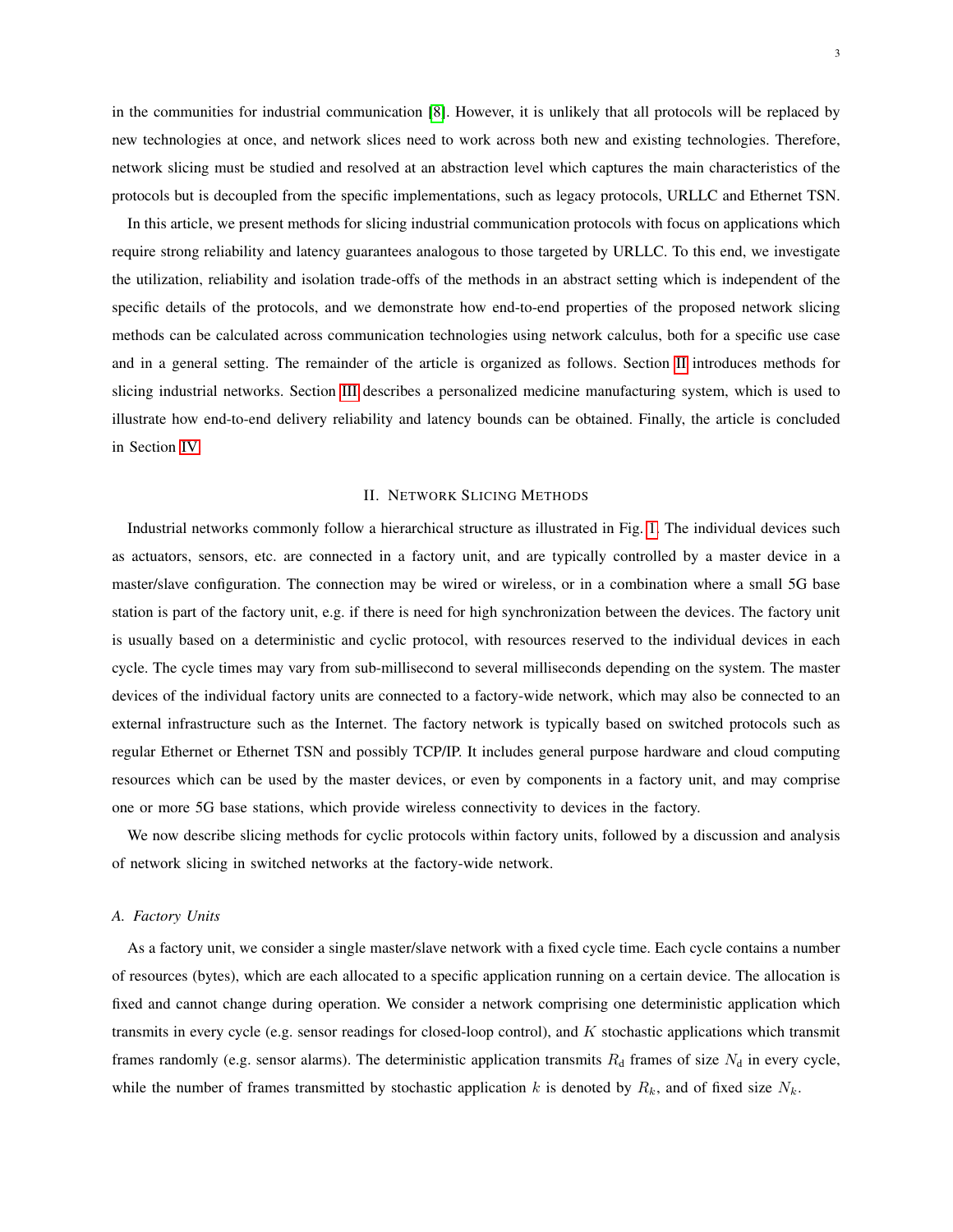in the communities for industrial communication [8]. However, it is unlikely that all protocols will be replaced by new technologies at once, and network slices need to work across both new and existing technologies. Therefore, network slicing must be studied and resolved at an abstraction level which captures the main characteristics of the protocols but is decoupled from the specific implementations, such as legacy protocols, URLLC and Ethernet TSN.

In this article, we present methods for slicing industrial communication protocols with focus on applications which require strong reliability and latency guarantees analogous to those targeted by URLLC. To this end, we investigate the utilization, reliability and isolation trade-offs of the methods in an abstract setting which is independent of the specific details of the protocols, and we demonstrate how end-to-end properties of the proposed network slicing methods can be calculated across communication technologies using network calculus, both for a specific use case and in a general setting. The remainder of the article is organized as follows. Section II introduces methods for slicing industrial networks. Section III describes a personalized medicine manufacturing system, which is used to illustrate how end-to-end delivery reliability and latency bounds can be obtained. Finally, the article is concluded in Section IV.

## II. Network Slicing Methods

Industrial networks commonly follow a hierarchical structure as illustrated in Fig. 1. The individual devices such as actuators, sensors, etc. are connected in a factory unit, and are typically controlled by a master device in a master/slave configuration. The connection may be wired or wireless, or in a combination where a small 5G base station is part of the factory unit, e.g. if there is need for high synchronization between the devices. The factory unit is usually based on a deterministic and cyclic protocol, with resources reserved to the individual devices in each cycle. The cycle times may vary from sub-millisecond to several milliseconds depending on the system. The master devices of the individual factory units are connected to a factory-wide network, which may also be connected to an external infrastructure such as the Internet. The factory network is typically based on switched protocols such as regular Ethernet or Ethernet TSN and possibly TCP/IP. It includes general purpose hardware and cloud computing resources which can be used by the master devices, or even by components in a factory unit, and may comprise one or more 5G base stations, which provide wireless connectivity to devices in the factory.

We now describe slicing methods for cyclic protocols within factory units, followed by a discussion and analysis of network slicing in switched networks at the factory-wide network.

### *A. Factory Units*

As a factory unit, we consider a single master/slave network with a fixed cycle time. Each cycle contains a number of resources (bytes), which are each allocated to a specific application running on a certain device. The allocation is fixed and cannot change during operation. We consider a network comprising one deterministic application which transmits in every cycle (e.g. sensor readings for closed-loop control), and $K$ stochastic applications which transmit frames randomly (e.g. sensor alarms). The deterministic application transmits $R_\mathrm{d}$ frames of size $N_\mathrm{d}$ in every cycle, while the number of frames transmitted by stochastic application $k$ is denoted by $R_k$, and of fixed size $N_k$.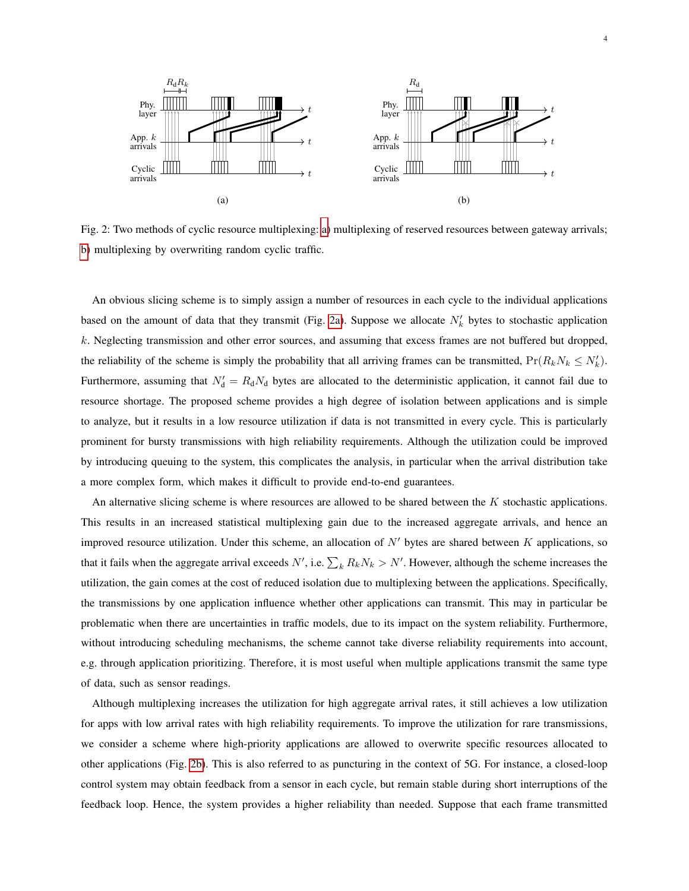Fig. 2: Two methods of cyclic resource multiplexing: a) multiplexing of reserved resources between gateway arrivals; b) multiplexing by overwriting random cyclic traffic.

An obvious slicing scheme is to simply assign a number of resources in each cycle to the individual applications based on the amount of data that they transmit (Fig. 2a). Suppose we allocate $N_k'$ bytes to stochastic application $k$. Neglecting transmission and other error sources, and assuming that excess frames are not buffered but dropped, the reliability of the scheme is simply the probability that all arriving frames can be transmitted, $\Pr(R_k N_k \leq N_k')$. Furthermore, assuming that $N_\mathrm{d}' = R_\mathrm{d} N_\mathrm{d}$ bytes are allocated to the deterministic application, it cannot fail due to resource shortage. The proposed scheme provides a high degree of isolation between applications and is simple to analyze, but it results in a low resource utilization if data is not transmitted in every cycle. This is particularly prominent for bursty transmissions with high reliability requirements. Although the utilization could be improved by introducing queuing to the system, this complicates the analysis, in particular when the arrival distribution take a more complex form, which makes it difficult to provide end-to-end guarantees.

An alternative slicing scheme is where resources are allowed to be shared between the $K$ stochastic applications. This results in an increased statistical multiplexing gain due to the increased aggregate arrivals, and hence an improved resource utilization. Under this scheme, an allocation of $N'$ bytes are shared between $K$ applications, so that it fails when the aggregate arrival exceeds $N'$, i.e. $\sum_k R_k N_k > N'$. However, although the scheme increases the utilization, the gain comes at the cost of reduced isolation due to multiplexing between the applications. Specifically, the transmissions by one application influence whether other applications can transmit. This may in particular be problematic when there are uncertainties in traffic models, due to its impact on the system reliability. Furthermore, without introducing scheduling mechanisms, the scheme cannot take diverse reliability requirements into account, e.g. through application prioritizing. Therefore, it is most useful when multiple applications transmit the same type of data, such as sensor readings.

Although multiplexing increases the utilization for high aggregate arrival rates, it still achieves a low utilization for apps with low arrival rates with high reliability requirements. To improve the utilization for rare transmissions, we consider a scheme where high-priority applications are allowed to overwrite specific resources allocated to other applications (Fig. 2b). This is also referred to as puncturing in the context of 5G. For instance, a closed-loop control system may obtain feedback from a sensor in each cycle, but remain stable during short interruptions of the feedback loop. Hence, the system provides a higher reliability than needed. Suppose that each frame transmitted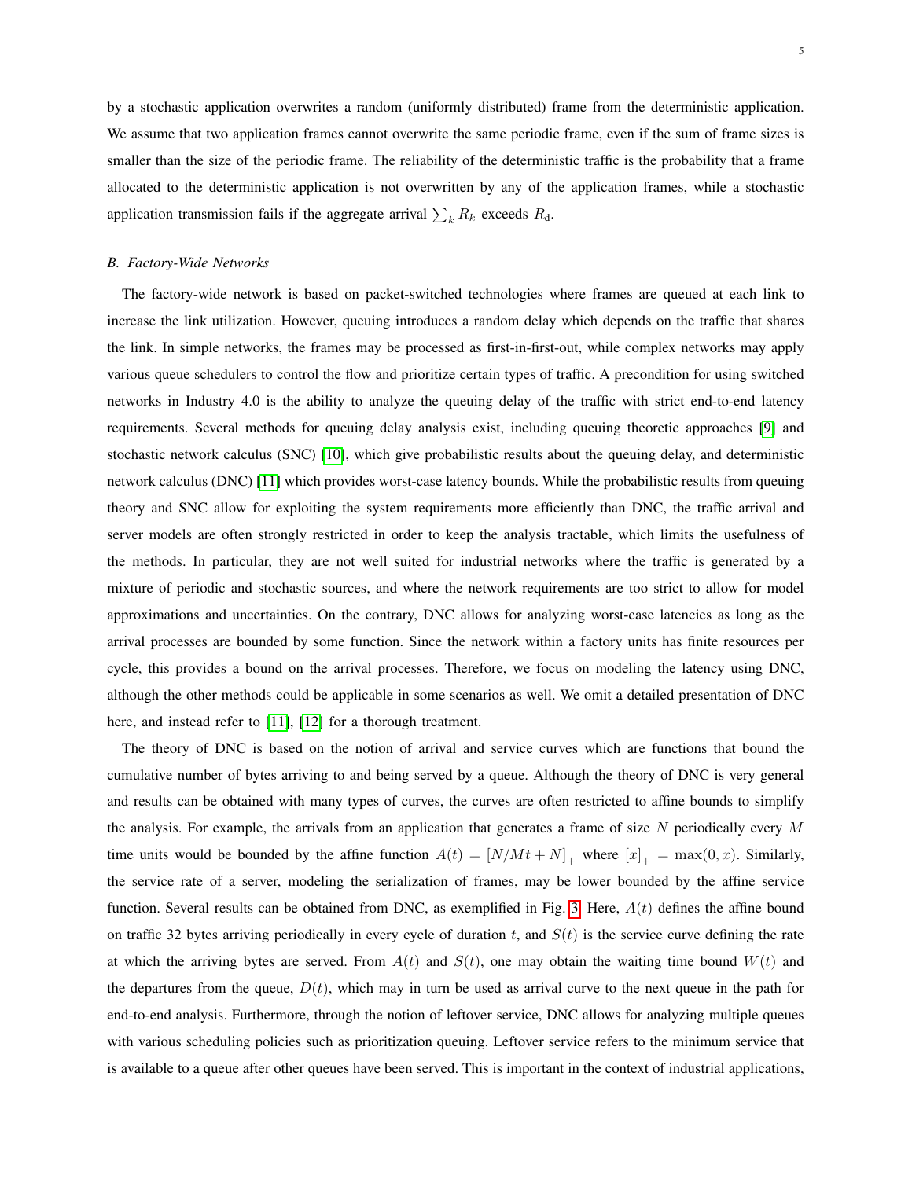by a stochastic application overwrites a random (uniformly distributed) frame from the deterministic application. We assume that two application frames cannot overwrite the same periodic frame, even if the sum of frame sizes is smaller than the size of the periodic frame. The reliability of the deterministic traffic is the probability that a frame allocated to the deterministic application is not overwritten by any of the application frames, while a stochastic application transmission fails if the aggregate arrival $\sum_k R_k$ exceeds $R_{\text{d}}$.

### B. Factory-Wide Networks

The factory-wide network is based on packet-switched technologies where frames are queued at each link to increase the link utilization. However, queuing introduces a random delay which depends on the traffic that shares the link. In simple networks, the frames may be processed as first-in-first-out, while complex networks may apply various queue schedulers to control the flow and prioritize certain types of traffic. A precondition for using switched networks in Industry 4.0 is the ability to analyze the queuing delay of the traffic with strict end-to-end latency requirements. Several methods for queuing delay analysis exist, including queuing theoretic approaches [9] and stochastic network calculus (SNC) [10], which give probabilistic results about the queuing delay, and deterministic network calculus (DNC) [11] which provides worst-case latency bounds. While the probabilistic results from queuing theory and SNC allow for exploiting the system requirements more efficiently than DNC, the traffic arrival and server models are often strongly restricted in order to keep the analysis tractable, which limits the usefulness of the methods. In particular, they are not well suited for industrial networks where the traffic is generated by a mixture of periodic and stochastic sources, and where the network requirements are too strict to allow for model approximations and uncertainties. On the contrary, DNC allows for analyzing worst-case latencies as long as the arrival processes are bounded by some function. Since the network within a factory units has finite resources per cycle, this provides a bound on the arrival processes. Therefore, we focus on modeling the latency using DNC, although the other methods could be applicable in some scenarios as well. We omit a detailed presentation of DNC here, and instead refer to [11], [12] for a thorough treatment.

The theory of DNC is based on the notion of arrival and service curves which are functions that bound the cumulative number of bytes arriving to and being served by a queue. Although the theory of DNC is very general and results can be obtained with many types of curves, the curves are often restricted to affine bounds to simplify the analysis. For example, the arrivals from an application that generates a frame of size $N$ periodically every $M$ time units would be bounded by the affine function $A(t) = [N/Mt + N]_+$ where $[x]_+ = \max(0, x)$. Similarly, the service rate of a server, modeling the serialization of frames, may be lower bounded by the affine service function. Several results can be obtained from DNC, as exemplified in Fig. 3. Here, $A(t)$ defines the affine bound on traffic 32 bytes arriving periodically in every cycle of duration $t$, and $S(t)$ is the service curve defining the rate at which the arriving bytes are served. From $A(t)$ and $S(t)$, one may obtain the waiting time bound $W(t)$ and the departures from the queue, $D(t)$, which may in turn be used as arrival curve to the next queue in the path for end-to-end analysis. Furthermore, through the notion of leftover service, DNC allows for analyzing multiple queues with various scheduling policies such as prioritization queuing. Leftover service refers to the minimum service that is available to a queue after other queues have been served. This is important in the context of industrial applications,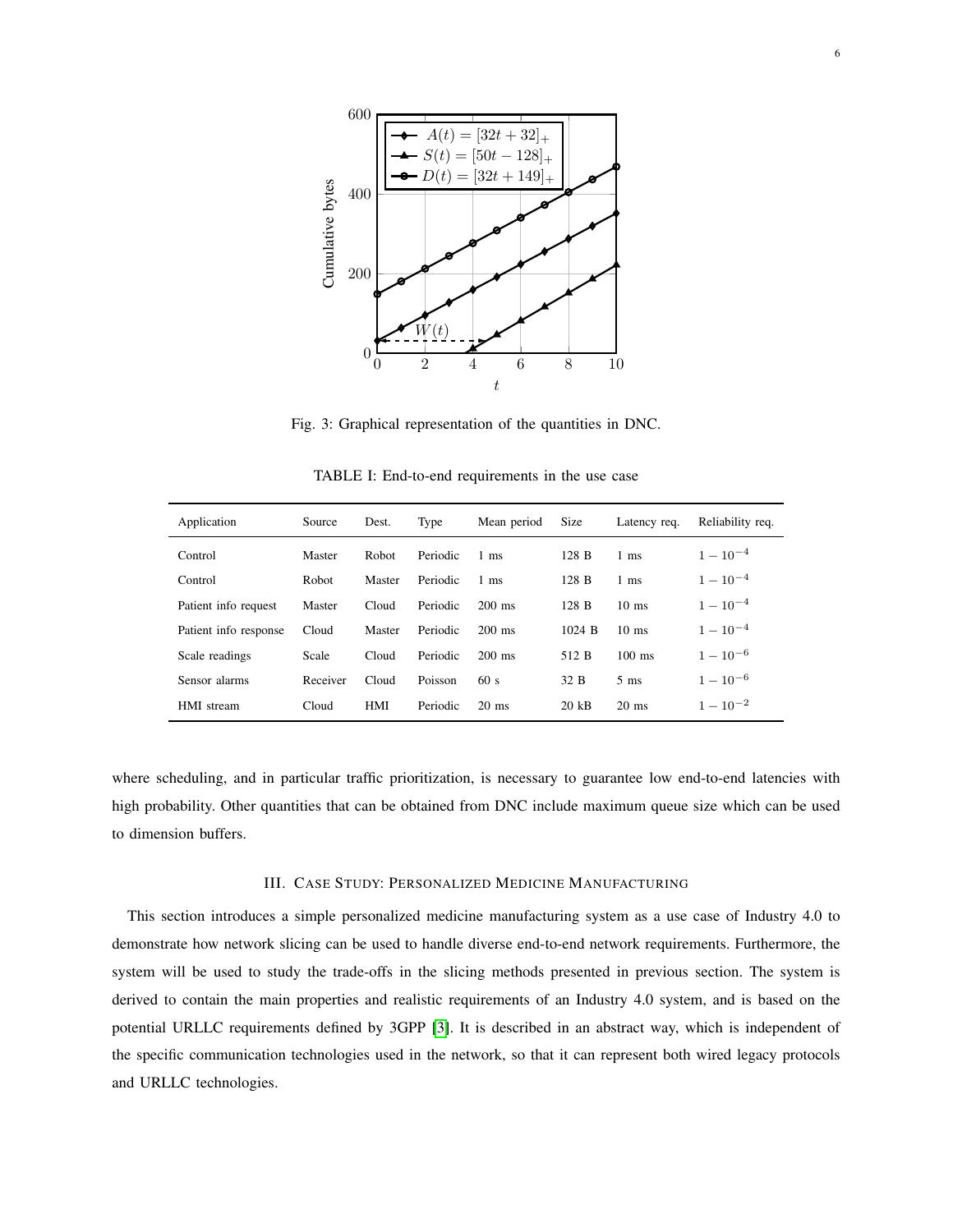Fig. 3: Graphical representation of the quantities in DNC.

TABLE I: End-to-end requirements in the use case

| Application | Source | Dest. | Type | Mean period | Size | Latency req. | Reliability req. |
|---|---|---|---|---|---|---|---|
| Control | Master | Robot | Periodic | 1 ms | 128 B | 1 ms | $1-10^{-4}$ |
| Control | Robot | Master | Periodic | 1 ms | 128 B | 1 ms | $1-10^{-4}$ |
| Patient info request | Master | Cloud | Periodic | 200 ms | 128 B | 10 ms | $1-10^{-4}$ |
| Patient info response | Cloud | Master | Periodic | 200 ms | 1024 B | 10 ms | $1-10^{-4}$ |
| Scale readings | Scale | Cloud | Periodic | 200 ms | 512 B | 100 ms | $1-10^{-6}$ |
| Sensor alarms | Receiver | Cloud | Poisson | 60 s | 32 B | 5 ms | $1-10^{-6}$ |
| HMI stream | Cloud | HMI | Periodic | 20 ms | 20 kB | 20 ms | $1-10^{-2}$ |

where scheduling, and in particular traffic prioritization, is necessary to guarantee low end-to-end latencies with high probability. Other quantities that can be obtained from DNC include maximum queue size which can be used to dimension buffers.

## III. Case Study: Personalized Medicine Manufacturing

This section introduces a simple personalized medicine manufacturing system as a use case of Industry 4.0 to demonstrate how network slicing can be used to handle diverse end-to-end network requirements. Furthermore, the system will be used to study the trade-offs in the slicing methods presented in previous section. The system is derived to contain the main properties and realistic requirements of an Industry 4.0 system, and is based on the potential URLLC requirements defined by 3GPP [3]. It is described in an abstract way, which is independent of the specific communication technologies used in the network, so that it can represent both wired legacy protocols and URLLC technologies.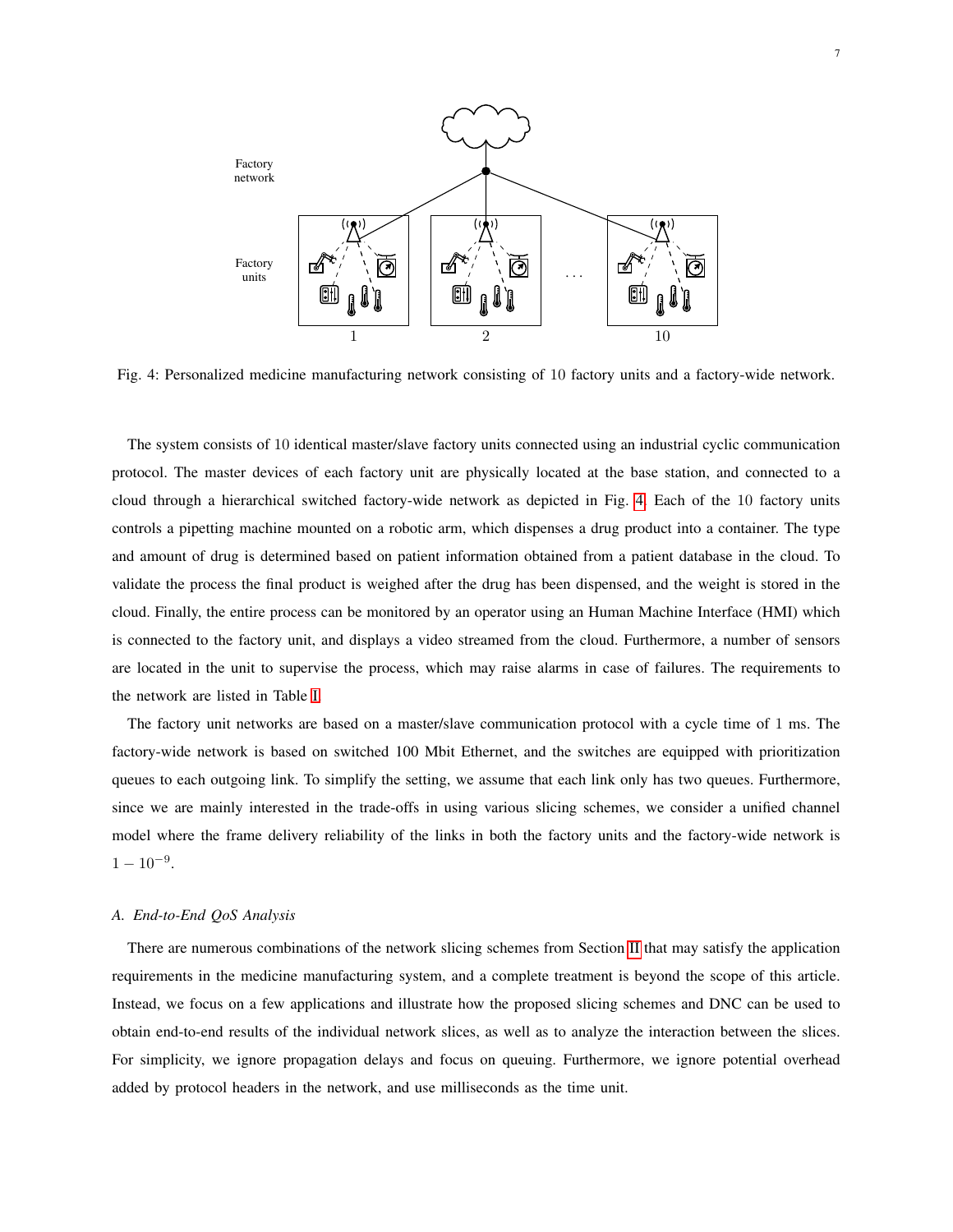Fig. 4: Personalized medicine manufacturing network consisting of 10 factory units and a factory-wide network.

The system consists of 10 identical master/slave factory units connected using an industrial cyclic communication protocol. The master devices of each factory unit are physically located at the base station, and connected to a cloud through a hierarchical switched factory-wide network as depicted in Fig. 4. Each of the 10 factory units controls a pipetting machine mounted on a robotic arm, which dispenses a drug product into a container. The type and amount of drug is determined based on patient information obtained from a patient database in the cloud. To validate the process the final product is weighed after the drug has been dispensed, and the weight is stored in the cloud. Finally, the entire process can be monitored by an operator using an Human Machine Interface (HMI) which is connected to the factory unit, and displays a video streamed from the cloud. Furthermore, a number of sensors are located in the unit to supervise the process, which may raise alarms in case of failures. The requirements to the network are listed in Table I.

The factory unit networks are based on a master/slave communication protocol with a cycle time of 1 ms. The factory-wide network is based on switched 100 Mbit Ethernet, and the switches are equipped with prioritization queues to each outgoing link. To simplify the setting, we assume that each link only has two queues. Furthermore, since we are mainly interested in the trade-offs in using various slicing schemes, we consider a unified channel model where the frame delivery reliability of the links in both the factory units and the factory-wide network is $1 - 10^{-9}$.

### A. End-to-End QoS Analysis

There are numerous combinations of the network slicing schemes from Section II that may satisfy the application requirements in the medicine manufacturing system, and a complete treatment is beyond the scope of this article. Instead, we focus on a few applications and illustrate how the proposed slicing schemes and DNC can be used to obtain end-to-end results of the individual network slices, as well as to analyze the interaction between the slices. For simplicity, we ignore propagation delays and focus on queuing. Furthermore, we ignore potential overhead added by protocol headers in the network, and use milliseconds as the time unit.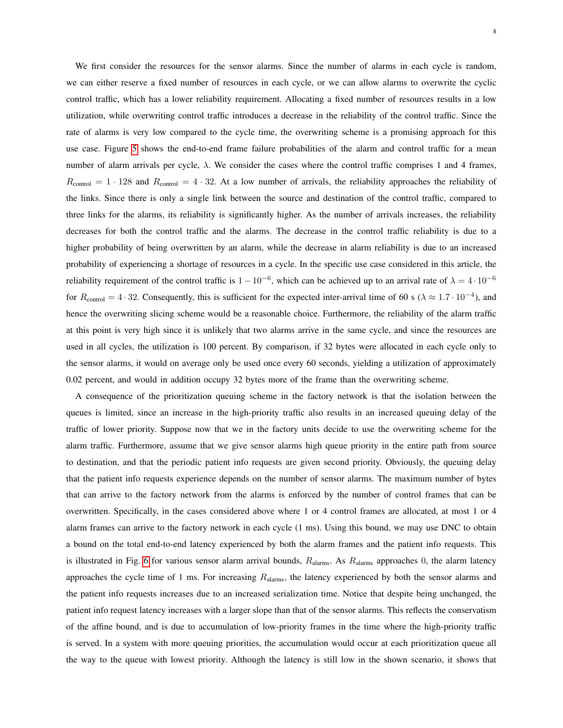We first consider the resources for the sensor alarms. Since the number of alarms in each cycle is random, we can either reserve a fixed number of resources in each cycle, or we can allow alarms to overwrite the cyclic control traffic, which has a lower reliability requirement. Allocating a fixed number of resources results in a low utilization, while overwriting control traffic introduces a decrease in the reliability of the control traffic. Since the rate of alarms is very low compared to the cycle time, the overwriting scheme is a promising approach for this use case. Figure 5 shows the end-to-end frame failure probabilities of the alarm and control traffic for a mean number of alarm arrivals per cycle, $\lambda$. We consider the cases where the control traffic comprises 1 and 4 frames, $R_{\text{control}} = 1 \cdot 128$ and $R_{\text{control}} = 4 \cdot 32$. At a low number of arrivals, the reliability approaches the reliability of the links. Since there is only a single link between the source and destination of the control traffic, compared to three links for the alarms, its reliability is significantly higher. As the number of arrivals increases, the reliability decreases for both the control traffic and the alarms. The decrease in the control traffic reliability is due to a higher probability of being overwritten by an alarm, while the decrease in alarm reliability is due to an increased probability of experiencing a shortage of resources in a cycle. In the specific use case considered in this article, the reliability requirement of the control traffic is $1 - 10^{-6}$, which can be achieved up to an arrival rate of $\lambda = 4 \cdot 10^{-6}$ for $R_{\text{control}} = 4 \cdot 32$. Consequently, this is sufficient for the expected inter-arrival time of 60 s ($\lambda \approx 1.7 \cdot 10^{-4}$), and hence the overwriting slicing scheme would be a reasonable choice. Furthermore, the reliability of the alarm traffic at this point is very high since it is unlikely that two alarms arrive in the same cycle, and since the resources are used in all cycles, the utilization is 100 percent. By comparison, if 32 bytes were allocated in each cycle only to the sensor alarms, it would on average only be used once every 60 seconds, yielding a utilization of approximately 0.02 percent, and would in addition occupy 32 bytes more of the frame than the overwriting scheme.

A consequence of the prioritization queuing scheme in the factory network is that the isolation between the queues is limited, since an increase in the high-priority traffic also results in an increased queuing delay of the traffic of lower priority. Suppose now that we in the factory units decide to use the overwriting scheme for the alarm traffic. Furthermore, assume that we give sensor alarms high queue priority in the entire path from source to destination, and that the periodic patient info requests are given second priority. Obviously, the queuing delay that the patient info requests experience depends on the number of sensor alarms. The maximum number of bytes that can arrive to the factory network from the alarms is enforced by the number of control frames that can be overwritten. Specifically, in the cases considered above where 1 or 4 control frames are allocated, at most 1 or 4 alarm frames can arrive to the factory network in each cycle (1 ms). Using this bound, we may use DNC to obtain a bound on the total end-to-end latency experienced by both the alarm frames and the patient info requests. This is illustrated in Fig. 6 for various sensor alarm arrival bounds, $R_{\text{alarms}}$. As $R_{\text{alarms}}$ approaches 0, the alarm latency approaches the cycle time of 1 ms. For increasing $R_{\text{alarms}}$, the latency experienced by both the sensor alarms and the patient info requests increases due to an increased serialization time. Notice that despite being unchanged, the patient info request latency increases with a larger slope than that of the sensor alarms. This reflects the conservatism of the affine bound, and is due to accumulation of low-priority frames in the time where the high-priority traffic is served. In a system with more queuing priorities, the accumulation would occur at each prioritization queue all the way to the queue with lowest priority. Although the latency is still low in the shown scenario, it shows that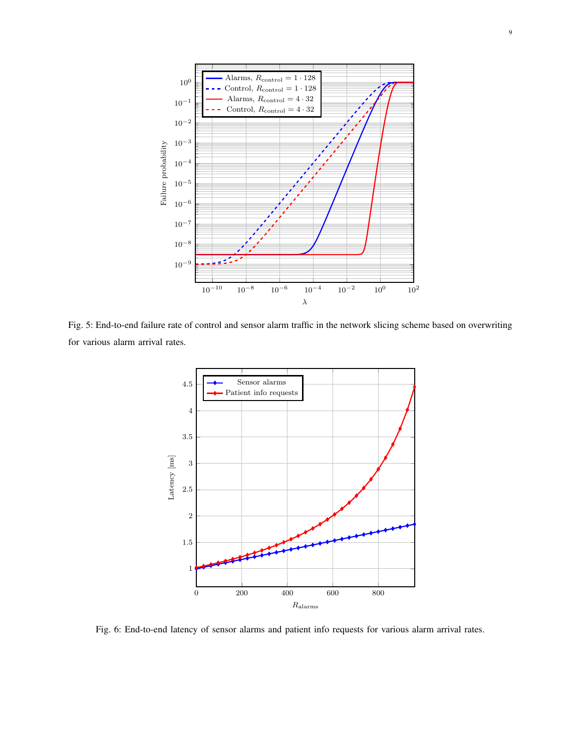Fig. 5: End-to-end failure rate of control and sensor alarm traffic in the network slicing scheme based on overwriting for various alarm arrival rates.

Fig. 6: End-to-end latency of sensor alarms and patient info requests for various alarm arrival rates.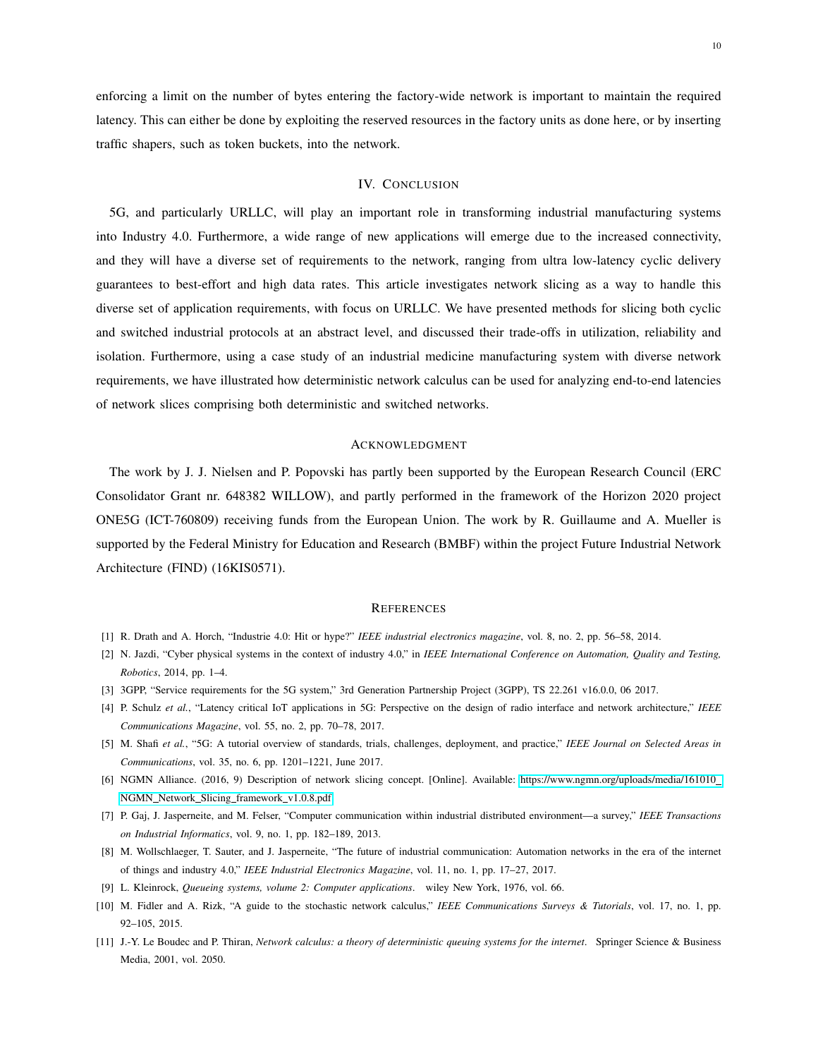enforcing a limit on the number of bytes entering the factory-wide network is important to maintain the required latency. This can either be done by exploiting the reserved resources in the factory units as done here, or by inserting traffic shapers, such as token buckets, into the network.

## IV. Conclusion

5G, and particularly URLLC, will play an important role in transforming industrial manufacturing systems into Industry 4.0. Furthermore, a wide range of new applications will emerge due to the increased connectivity, and they will have a diverse set of requirements to the network, ranging from ultra low-latency cyclic delivery guarantees to best-effort and high data rates. This article investigates network slicing as a way to handle this diverse set of application requirements, with focus on URLLC. We have presented methods for slicing both cyclic and switched industrial protocols at an abstract level, and discussed their trade-offs in utilization, reliability and isolation. Furthermore, using a case study of an industrial medicine manufacturing system with diverse network requirements, we have illustrated how deterministic network calculus can be used for analyzing end-to-end latencies of network slices comprising both deterministic and switched networks.

## Acknowledgment

The work by J. J. Nielsen and P. Popovski has partly been supported by the European Research Council (ERC Consolidator Grant nr. 648382 WILLOW), and partly performed in the framework of the Horizon 2020 project ONE5G (ICT-760809) receiving funds from the European Union. The work by R. Guillaume and A. Mueller is supported by the Federal Ministry for Education and Research (BMBF) within the project Future Industrial Network Architecture (FIND) (16KIS0571).

## References

[1] R. Drath and A. Horch, "Industrie 4.0: Hit or hype?" *IEEE industrial electronics magazine*, vol. 8, no. 2, pp. 56–58, 2014.

[2] N. Jazdi, "Cyber physical systems in the context of industry 4.0," in *IEEE International Conference on Automation, Quality and Testing, Robotics*, 2014, pp. 1–4.

[3] 3GPP, "Service requirements for the 5G system," 3rd Generation Partnership Project (3GPP), TS 22.261 v16.0.0, 06 2017.

[4] P. Schulz *et al.*, "Latency critical IoT applications in 5G: Perspective on the design of radio interface and network architecture," *IEEE Communications Magazine*, vol. 55, no. 2, pp. 70–78, 2017.

[5] M. Shafi *et al.*, "5G: A tutorial overview of standards, trials, challenges, deployment, and practice," *IEEE Journal on Selected Areas in Communications*, vol. 35, no. 6, pp. 1201–1221, June 2017.

[6] NGMN Alliance. (2016, 9) Description of network slicing concept. [Online]. Available: https://www.ngmn.org/uploads/media/161010_NGMN_Network_Slicing_framework_v1.0.8.pdf

[7] P. Gaj, J. Jasperneite, and M. Felser, "Computer communication within industrial distributed environment—a survey," *IEEE Transactions on Industrial Informatics*, vol. 9, no. 1, pp. 182–189, 2013.

[8] M. Wollschlaeger, T. Sauter, and J. Jasperneite, "The future of industrial communication: Automation networks in the era of the internet of things and industry 4.0," *IEEE Industrial Electronics Magazine*, vol. 11, no. 1, pp. 17–27, 2017.

[9] L. Kleinrock, *Queueing systems, volume 2: Computer applications*. wiley New York, 1976, vol. 66.

[10] M. Fidler and A. Rizk, "A guide to the stochastic network calculus," *IEEE Communications Surveys & Tutorials*, vol. 17, no. 1, pp. 92–105, 2015.

[11] J.-Y. Le Boudec and P. Thiran, *Network calculus: a theory of deterministic queuing systems for the internet*. Springer Science & Business Media, 2001, vol. 2050.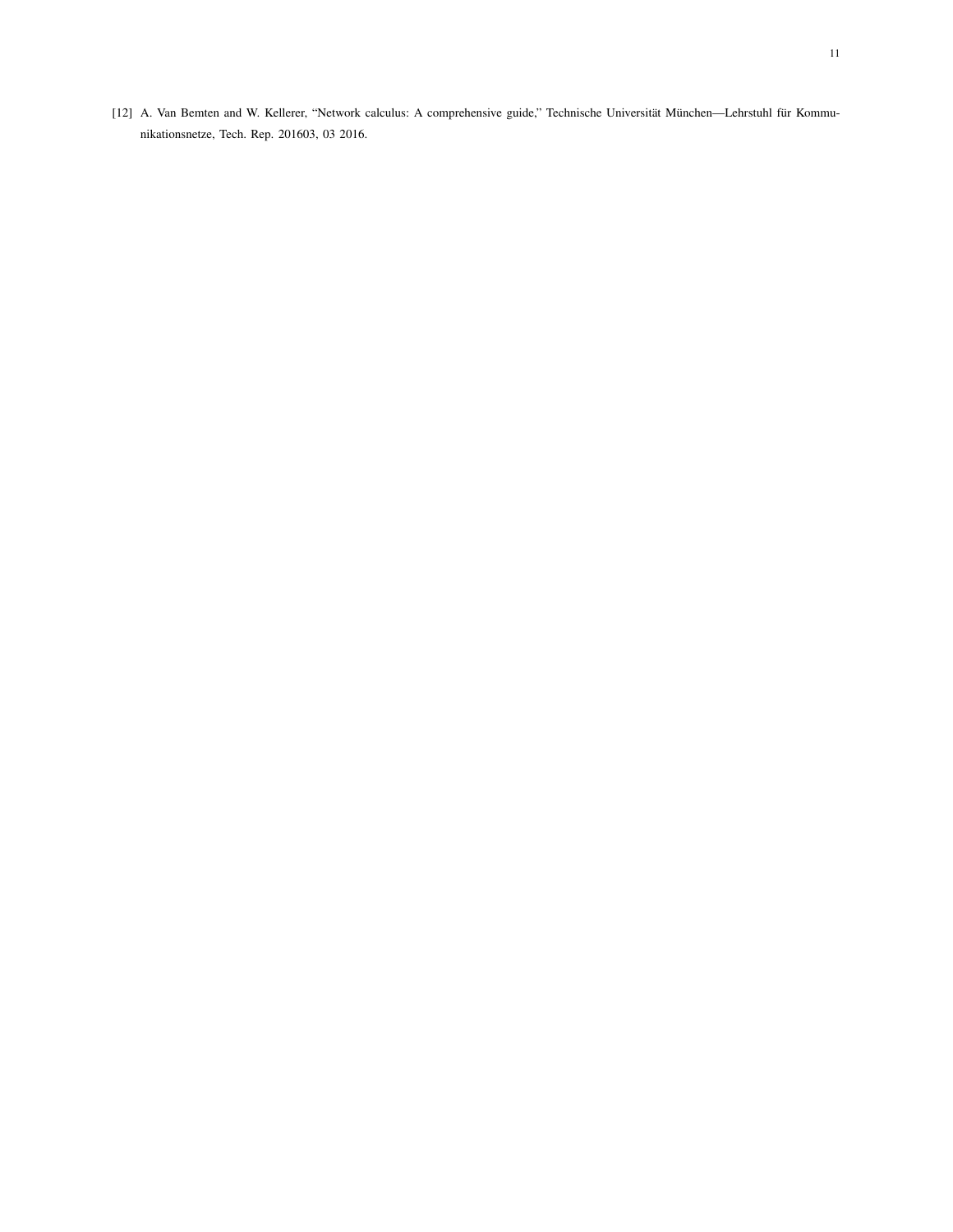[12] A. Van Bemten and W. Kellerer, "Network calculus: A comprehensive guide," Technische Universität München—Lehrstuhl für Kommunikationsnetze, Tech. Rep. 201603, 03 2016.